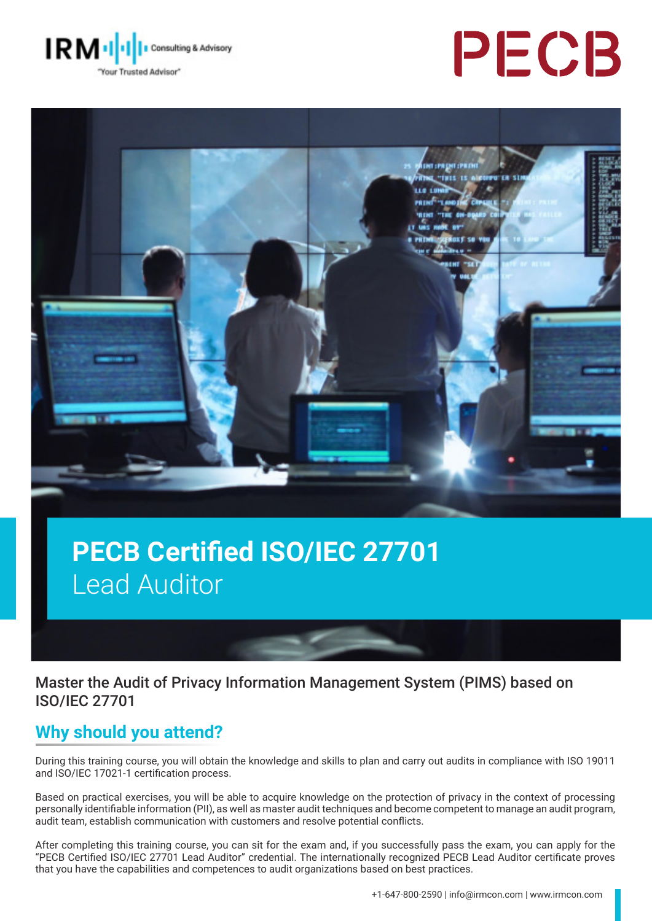# PECB Certified ISO/IEC 27701 Lead Auditor

Master the Audit of Privacy Information Management System (PIMS) based on ISO/IEC 27701

## Why should you attend?

During this training course, you will obtain the knowledge and skills to plan and carry out audits in compliance with ISO 19011 and ISO/IEC 17021-1 certification process.

Based on practical exercises, you will be able to acquire knowledge on the protection of privacy in the context of processing personally identifiable information (PII), as well as master audit techniques and become competent to manage an audit program, audit team, establish communication with customers and resolve potential conflicts.

After completing this training course, you can sit for the exam and, if you successfully pass the exam, you can apply for the "PECB Certified ISO/IEC 27701 Lead Auditor" credential. The internationally recognized PECB Lead Auditor certificate proves that you have the capabilities and competences to audit organizations based on best practices.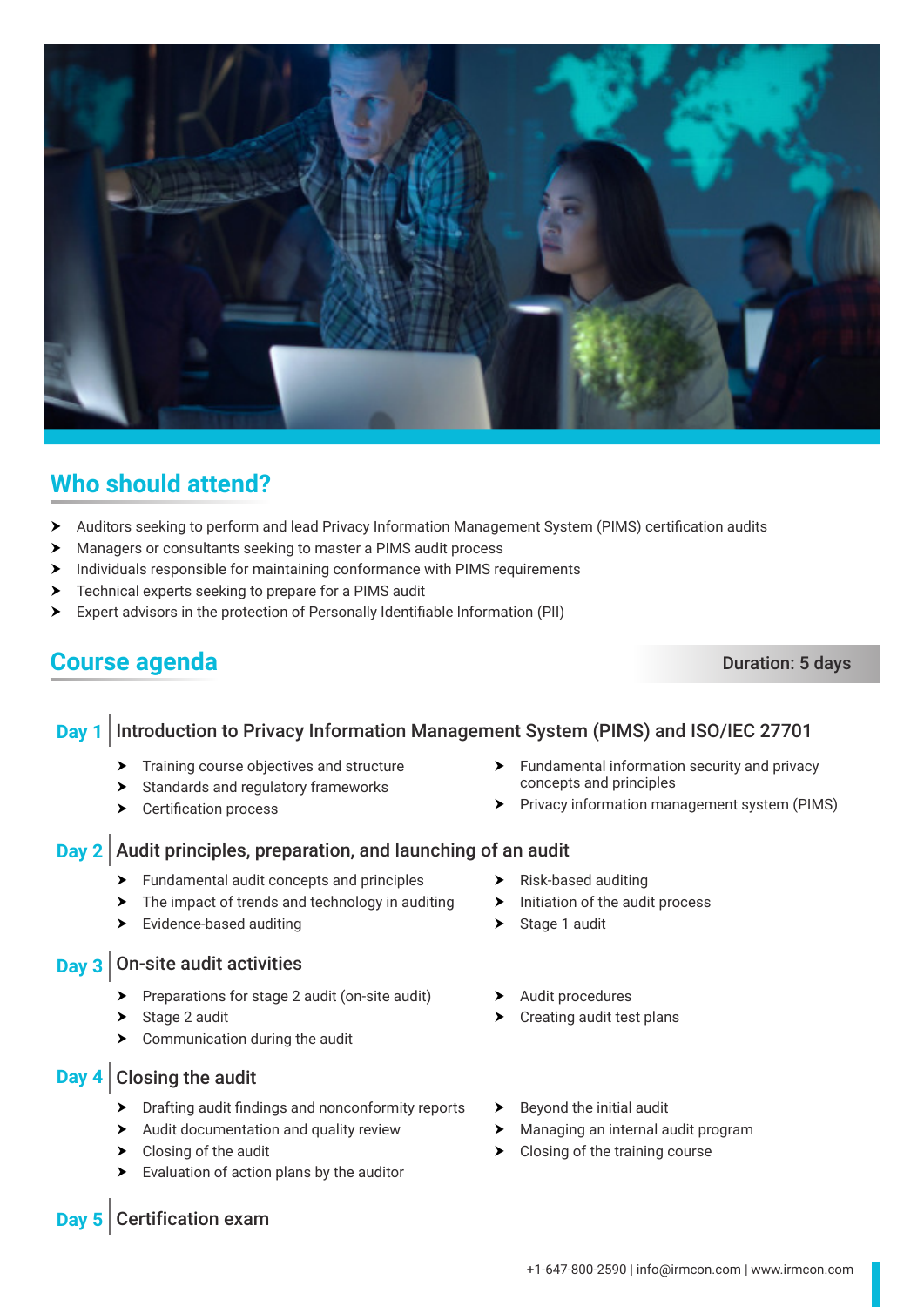## Who should attend?

- Auditors seeking to perform and lead Privacy Information Management System (PIMS) certification audits
- Managers or consultants seeking to master a PIMS audit process
- Individuals responsible for maintaining conformance with PIMS requirements
- Technical experts seeking to prepare for a PIMS audit
- Expert advisors in the protection of Personally Identifiable Information (PII)

## Course agenda

**Duration: 5 days**

### Day 1 | Introduction to Privacy Information Management System (PIMS) and ISO/IEC 27701

- Training course objectives and structure
- Standards and regulatory frameworks
- Certification process
- Fundamental information security and privacy concepts and principles
- Privacy information management system (PIMS)

### Day 2 | Audit principles, preparation, and launching of an audit

- Fundamental audit concepts and principles
- The impact of trends and technology in auditing
- Evidence-based auditing
- Risk-based auditing
- Initiation of the audit process
- Stage 1 audit

### Day 3 | On-site audit activities

- Preparations for stage 2 audit (on-site audit)
- Stage 2 audit
- Communication during the audit
- Audit procedures
- Creating audit test plans

### Day 4 | Closing the audit

- Drafting audit findings and nonconformity reports
- Audit documentation and quality review
- Closing of the audit
- Evaluation of action plans by the auditor
- Beyond the initial audit
- Managing an internal audit program
- Closing of the training course

### Day 5 | Certification exam

+1-647-800-2590 | info@irmcon.com | www.irmcon.com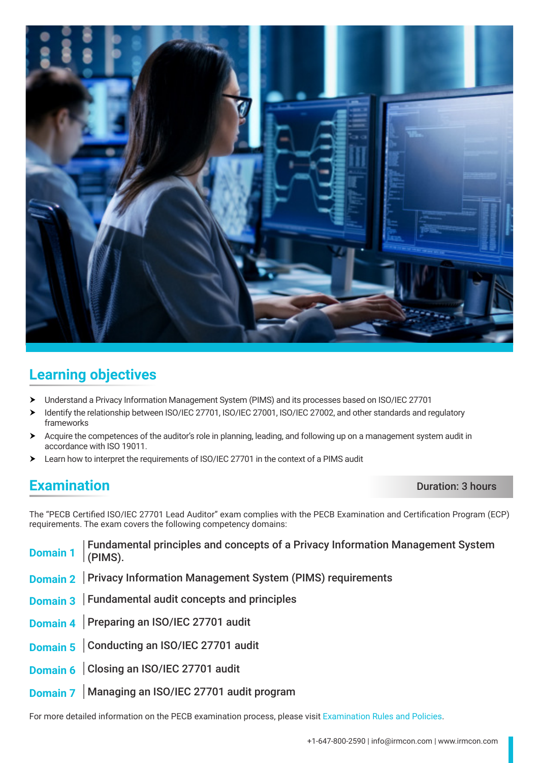## Learning objectives

- Understand a Privacy Information Management System (PIMS) and its processes based on ISO/IEC 27701
- Identify the relationship between ISO/IEC 27701, ISO/IEC 27001, ISO/IEC 27002, and other standards and regulatory frameworks
- Acquire the competences of the auditor's role in planning, leading, and following up on a management system audit in accordance with ISO 19011.
- Learn how to interpret the requirements of ISO/IEC 27701 in the context of a PIMS audit

## Examination

**Duration: 3 hours**

The "PECB Certified ISO/IEC 27701 Lead Auditor" exam complies with the PECB Examination and Certification Program (ECP) requirements. The exam covers the following competency domains:

| | |
|---|---|
| **Domain 1** | Fundamental principles and concepts of a Privacy Information Management System (PIMS). |
| **Domain 2** | Privacy Information Management System (PIMS) requirements |
| **Domain 3** | Fundamental audit concepts and principles |
| **Domain 4** | Preparing an ISO/IEC 27701 audit |
| **Domain 5** | Conducting an ISO/IEC 27701 audit |
| **Domain 6** | Closing an ISO/IEC 27701 audit |
| **Domain 7** | Managing an ISO/IEC 27701 audit program |

For more detailed information on the PECB examination process, please visit Examination Rules and Policies.

+1-647-800-2590 | info@irmcon.com | www.irmcon.com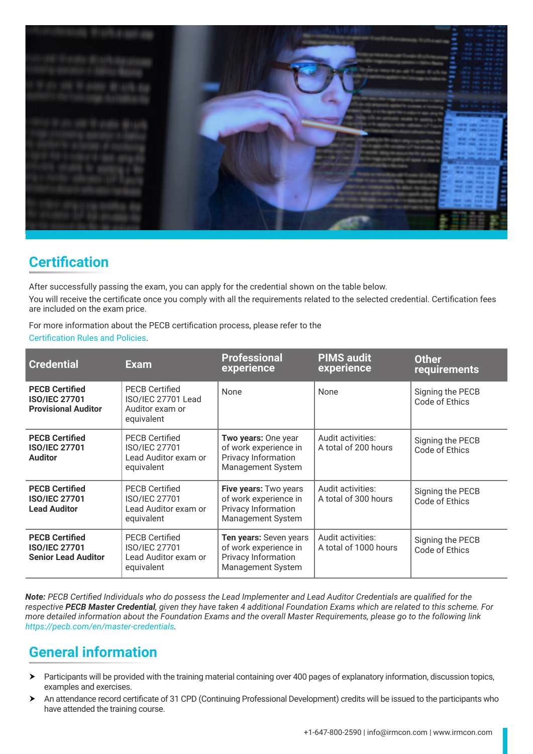## Certification

After successfully passing the exam, you can apply for the credential shown on the table below.

You will receive the certificate once you comply with all the requirements related to the selected credential. Certification fees are included on the exam price.

For more information about the PECB certification process, please refer to the Certification Rules and Policies.

| Credential | Exam | Professional experience | PIMS audit experience | Other requirements |
|---|---|---|---|---|
| **PECB Certified ISO/IEC 27701 Provisional Auditor** | PECB Certified ISO/IEC 27701 Lead Auditor exam or equivalent | None | None | Signing the PECB Code of Ethics |
| **PECB Certified ISO/IEC 27701 Auditor** | PECB Certified ISO/IEC 27701 Lead Auditor exam or equivalent | **Two years:** One year of work experience in Privacy Information Management System | Audit activities: A total of 200 hours | Signing the PECB Code of Ethics |
| **PECB Certified ISO/IEC 27701 Lead Auditor** | PECB Certified ISO/IEC 27701 Lead Auditor exam or equivalent | **Five years:** Two years of work experience in Privacy Information Management System | Audit activities: A total of 300 hours | Signing the PECB Code of Ethics |
| **PECB Certified ISO/IEC 27701 Senior Lead Auditor** | PECB Certified ISO/IEC 27701 Lead Auditor exam or equivalent | **Ten years:** Seven years of work experience in Privacy Information Management System | Audit activities: A total of 1000 hours | Signing the PECB Code of Ethics |

***Note:*** *PECB Certified Individuals who do possess the Lead Implementer and Lead Auditor Credentials are qualified for the respective* ***PECB Master Credential****, given they have taken 4 additional Foundation Exams which are related to this scheme. For more detailed information about the Foundation Exams and the overall Master Requirements, please go to the following link https://pecb.com/en/master-credentials.*

## General information

- Participants will be provided with the training material containing over 400 pages of explanatory information, discussion topics, examples and exercises.
- An attendance record certificate of 31 CPD (Continuing Professional Development) credits will be issued to the participants who have attended the training course.

+1-647-800-2590 | info@irmcon.com | www.irmcon.com